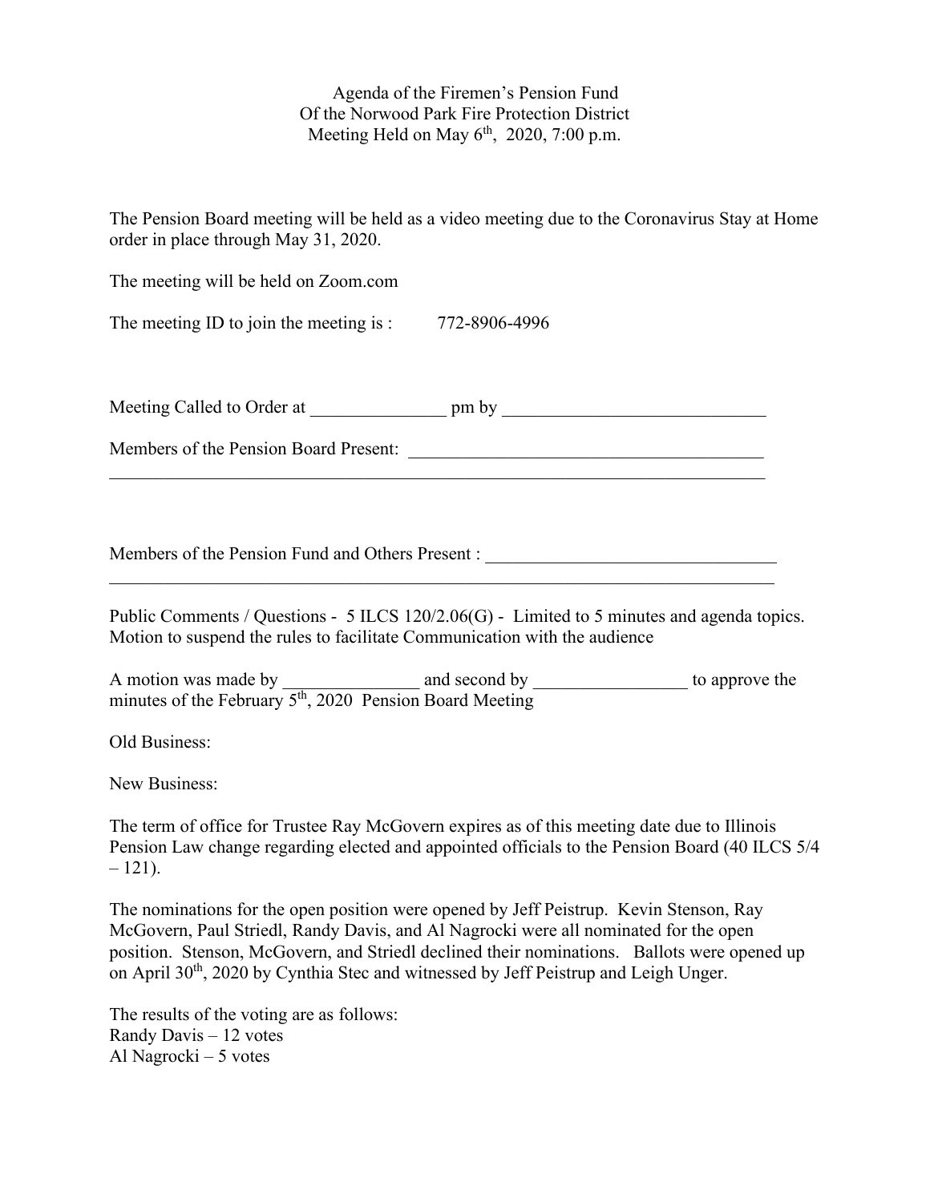Agenda of the Firemen's Pension Fund
Of the Norwood Park Fire Protection District
Meeting Held on May 6th, 2020, 7:00 p.m.

The Pension Board meeting will be held as a video meeting due to the Coronavirus Stay at Home order in place through May 31, 2020.

The meeting will be held on Zoom.com

The meeting ID to join the meeting is : 772-8906-4996

Meeting Called to Order at _______________ pm by _____________________________

Members of the Pension Board Present: _______________________________________
___________________________________________________________________________

Members of the Pension Fund and Others Present : ________________________________
___________________________________________________________________________

Public Comments / Questions - 5 ILCS 120/2.06(G) - Limited to 5 minutes and agenda topics. Motion to suspend the rules to facilitate Communication with the audience

A motion was made by _______________ and second by _________________ to approve the minutes of the February 5th, 2020 Pension Board Meeting

Old Business:

New Business:

The term of office for Trustee Ray McGovern expires as of this meeting date due to Illinois Pension Law change regarding elected and appointed officials to the Pension Board (40 ILCS 5/4 – 121).

The nominations for the open position were opened by Jeff Peistrup. Kevin Stenson, Ray McGovern, Paul Striedl, Randy Davis, and Al Nagrocki were all nominated for the open position. Stenson, McGovern, and Striedl declined their nominations. Ballots were opened up on April 30th, 2020 by Cynthia Stec and witnessed by Jeff Peistrup and Leigh Unger.

The results of the voting are as follows:
Randy Davis – 12 votes
Al Nagrocki – 5 votes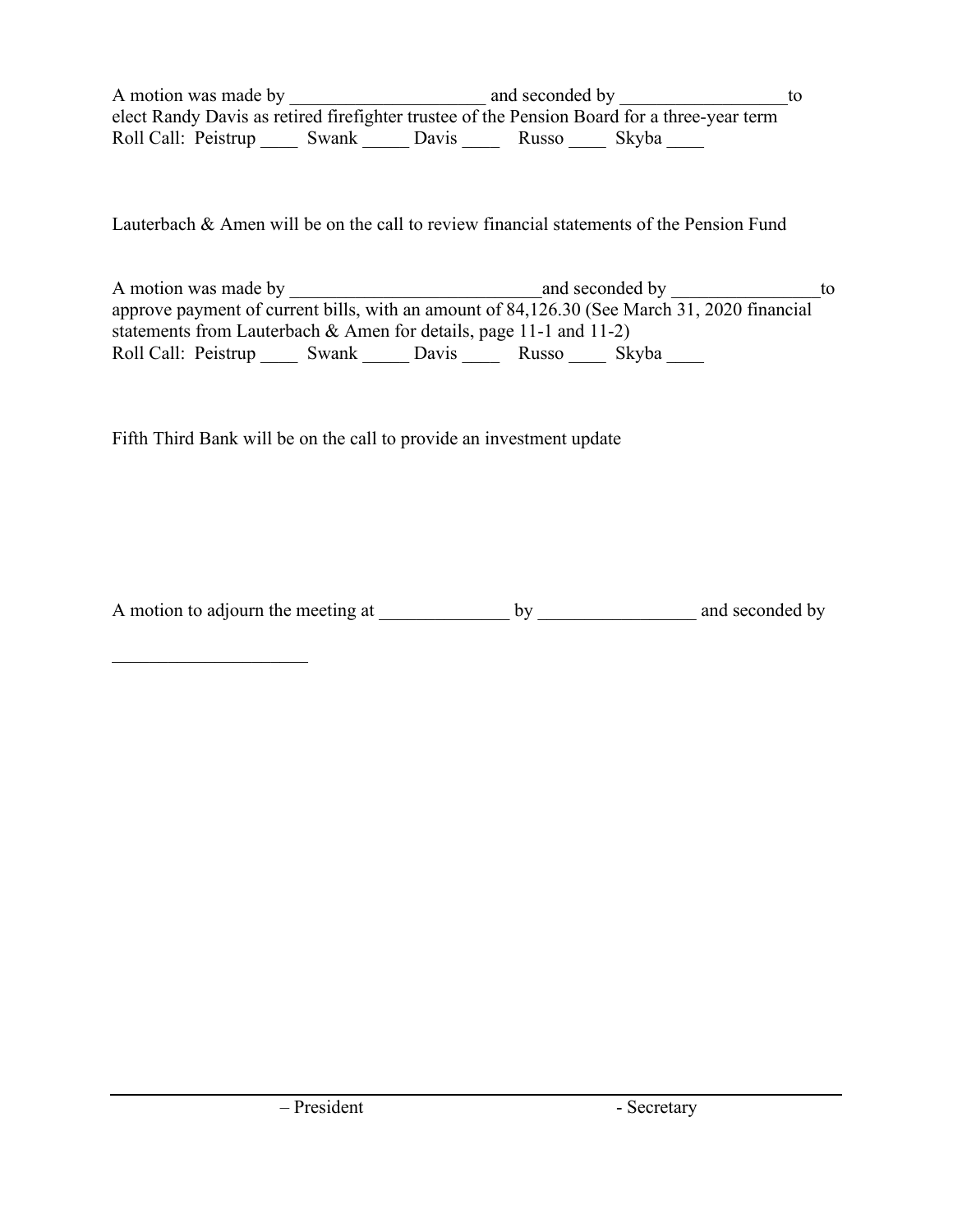A motion was made by _____________________ and seconded by __________________to elect Randy Davis as retired firefighter trustee of the Pension Board for a three-year term
Roll Call: Peistrup ____ Swank _____ Davis ____ Russo ____ Skyba ____

Lauterbach & Amen will be on the call to review financial statements of the Pension Fund

A motion was made by ___________________________and seconded by ________________to approve payment of current bills, with an amount of 84,126.30 (See March 31, 2020 financial statements from Lauterbach & Amen for details, page 11-1 and 11-2)
Roll Call: Peistrup ____ Swank _____ Davis ____ Russo ____ Skyba ____

Fifth Third Bank will be on the call to provide an investment update

A motion to adjourn the meeting at ______________ by _________________ and seconded by

_____________________

– President - Secretary